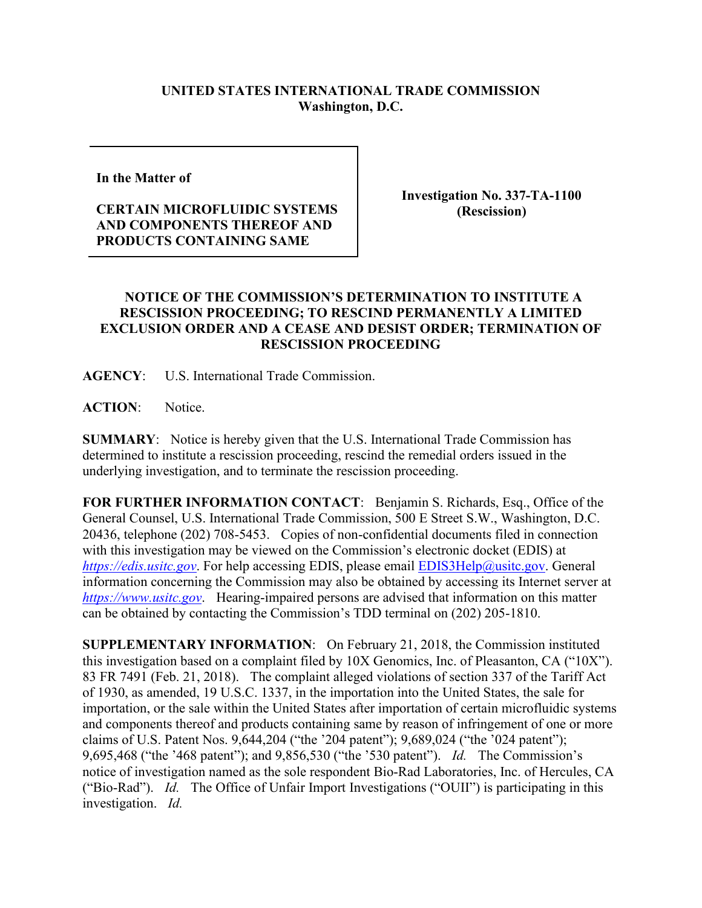**UNITED STATES INTERNATIONAL TRADE COMMISSION**
**Washington, D.C.**

| **In the Matter of**<br><br>**CERTAIN MICROFLUIDIC SYSTEMS AND COMPONENTS THEREOF AND PRODUCTS CONTAINING SAME** | **Investigation No. 337-TA-1100 (Rescission)** |
|---|---|

## NOTICE OF THE COMMISSION'S DETERMINATION TO INSTITUTE A RESCISSION PROCEEDING; TO RESCIND PERMANENTLY A LIMITED EXCLUSION ORDER AND A CEASE AND DESIST ORDER; TERMINATION OF RESCISSION PROCEEDING

**AGENCY**: U.S. International Trade Commission.

**ACTION**: Notice.

**SUMMARY**: Notice is hereby given that the U.S. International Trade Commission has determined to institute a rescission proceeding, rescind the remedial orders issued in the underlying investigation, and to terminate the rescission proceeding.

**FOR FURTHER INFORMATION CONTACT**: Benjamin S. Richards, Esq., Office of the General Counsel, U.S. International Trade Commission, 500 E Street S.W., Washington, D.C. 20436, telephone (202) 708-5453. Copies of non-confidential documents filed in connection with this investigation may be viewed on the Commission's electronic docket (EDIS) at *https://edis.usitc.gov*. For help accessing EDIS, please email EDIS3Help@usitc.gov. General information concerning the Commission may also be obtained by accessing its Internet server at *https://www.usitc.gov*. Hearing-impaired persons are advised that information on this matter can be obtained by contacting the Commission's TDD terminal on (202) 205-1810.

**SUPPLEMENTARY INFORMATION**: On February 21, 2018, the Commission instituted this investigation based on a complaint filed by 10X Genomics, Inc. of Pleasanton, CA ("10X"). 83 FR 7491 (Feb. 21, 2018). The complaint alleged violations of section 337 of the Tariff Act of 1930, as amended, 19 U.S.C. 1337, in the importation into the United States, the sale for importation, or the sale within the United States after importation of certain microfluidic systems and components thereof and products containing same by reason of infringement of one or more claims of U.S. Patent Nos. 9,644,204 ("the '204 patent"); 9,689,024 ("the '024 patent"); 9,695,468 ("the '468 patent"); and 9,856,530 ("the '530 patent"). *Id.* The Commission's notice of investigation named as the sole respondent Bio-Rad Laboratories, Inc. of Hercules, CA ("Bio-Rad"). *Id.* The Office of Unfair Import Investigations ("OUII") is participating in this investigation. *Id.*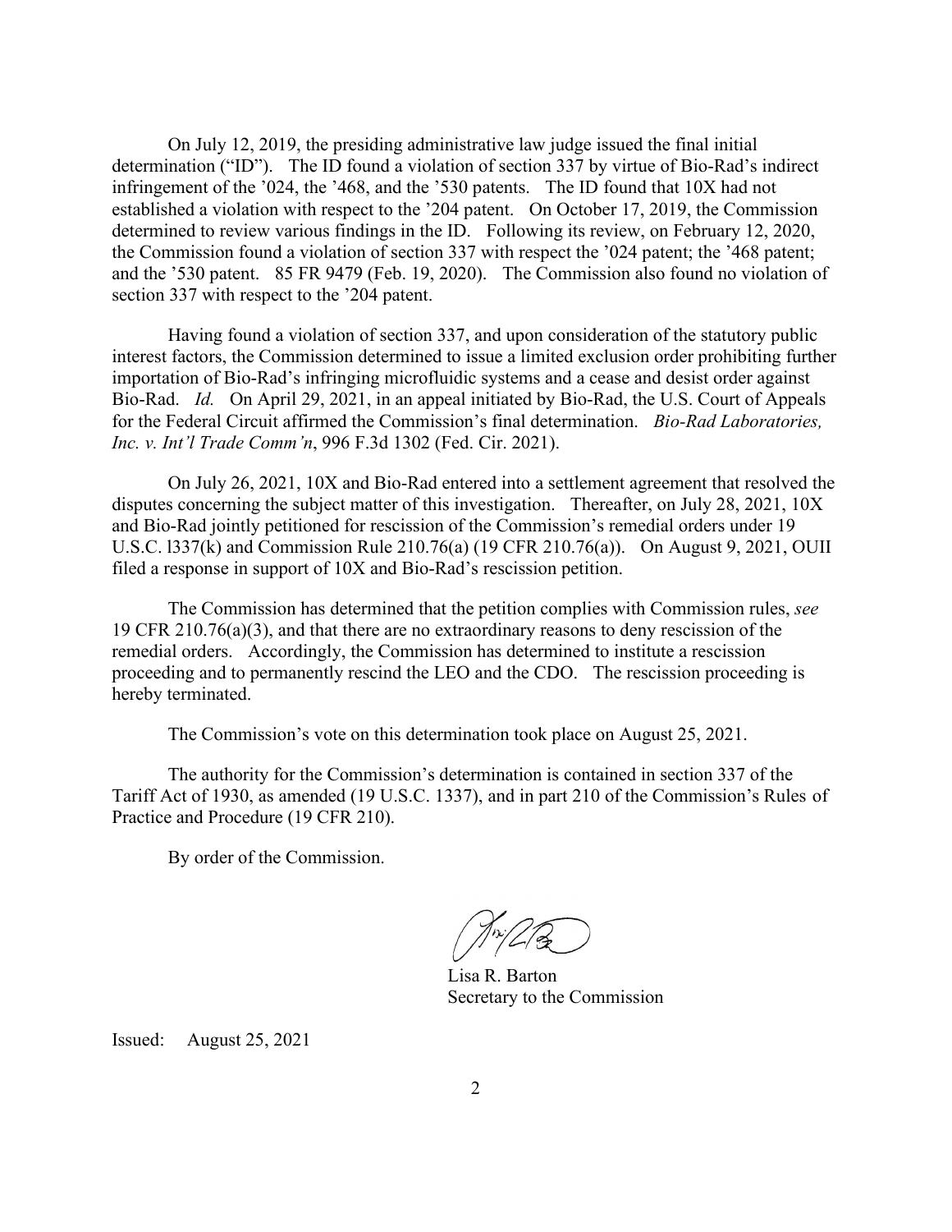On July 12, 2019, the presiding administrative law judge issued the final initial determination ("ID"). The ID found a violation of section 337 by virtue of Bio-Rad's indirect infringement of the '024, the '468, and the '530 patents. The ID found that 10X had not established a violation with respect to the '204 patent. On October 17, 2019, the Commission determined to review various findings in the ID. Following its review, on February 12, 2020, the Commission found a violation of section 337 with respect the '024 patent; the '468 patent; and the '530 patent. 85 FR 9479 (Feb. 19, 2020). The Commission also found no violation of section 337 with respect to the '204 patent.

Having found a violation of section 337, and upon consideration of the statutory public interest factors, the Commission determined to issue a limited exclusion order prohibiting further importation of Bio-Rad's infringing microfluidic systems and a cease and desist order against Bio-Rad. *Id.* On April 29, 2021, in an appeal initiated by Bio-Rad, the U.S. Court of Appeals for the Federal Circuit affirmed the Commission's final determination. *Bio-Rad Laboratories, Inc. v. Int'l Trade Comm'n*, 996 F.3d 1302 (Fed. Cir. 2021).

On July 26, 2021, 10X and Bio-Rad entered into a settlement agreement that resolved the disputes concerning the subject matter of this investigation. Thereafter, on July 28, 2021, 10X and Bio-Rad jointly petitioned for rescission of the Commission's remedial orders under 19 U.S.C. l337(k) and Commission Rule 210.76(a) (19 CFR 210.76(a)). On August 9, 2021, OUII filed a response in support of 10X and Bio-Rad's rescission petition.

The Commission has determined that the petition complies with Commission rules, *see* 19 CFR 210.76(a)(3), and that there are no extraordinary reasons to deny rescission of the remedial orders. Accordingly, the Commission has determined to institute a rescission proceeding and to permanently rescind the LEO and the CDO. The rescission proceeding is hereby terminated.

The Commission's vote on this determination took place on August 25, 2021.

The authority for the Commission's determination is contained in section 337 of the Tariff Act of 1930, as amended (19 U.S.C. 1337), and in part 210 of the Commission's Rules of Practice and Procedure (19 CFR 210).

By order of the Commission.

Lisa R. Barton
Secretary to the Commission

Issued: August 25, 2021